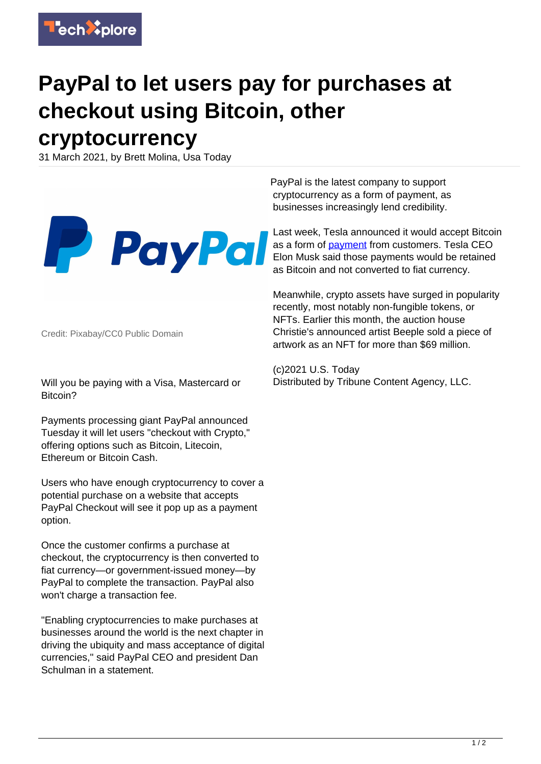# PayPal to let users pay for purchases at checkout using Bitcoin, other cryptocurrency

31 March 2021, by Brett Molina, Usa Today

Credit: Pixabay/CC0 Public Domain

Will you be paying with a Visa, Mastercard or Bitcoin?

Payments processing giant PayPal announced Tuesday it will let users "checkout with Crypto," offering options such as Bitcoin, Litecoin, Ethereum or Bitcoin Cash.

Users who have enough cryptocurrency to cover a potential purchase on a website that accepts PayPal Checkout will see it pop up as a payment option.

Once the customer confirms a purchase at checkout, the cryptocurrency is then converted to fiat currency—or government-issued money—by PayPal to complete the transaction. PayPal also won't charge a transaction fee.

"Enabling cryptocurrencies to make purchases at businesses around the world is the next chapter in driving the ubiquity and mass acceptance of digital currencies," said PayPal CEO and president Dan Schulman in a statement.

PayPal is the latest company to support cryptocurrency as a form of payment, as businesses increasingly lend credibility.

Last week, Tesla announced it would accept Bitcoin as a form of payment from customers. Tesla CEO Elon Musk said those payments would be retained as Bitcoin and not converted to fiat currency.

Meanwhile, crypto assets have surged in popularity recently, most notably non-fungible tokens, or NFTs. Earlier this month, the auction house Christie's announced artist Beeple sold a piece of artwork as an NFT for more than $69 million.

(c)2021 U.S. Today
Distributed by Tribune Content Agency, LLC.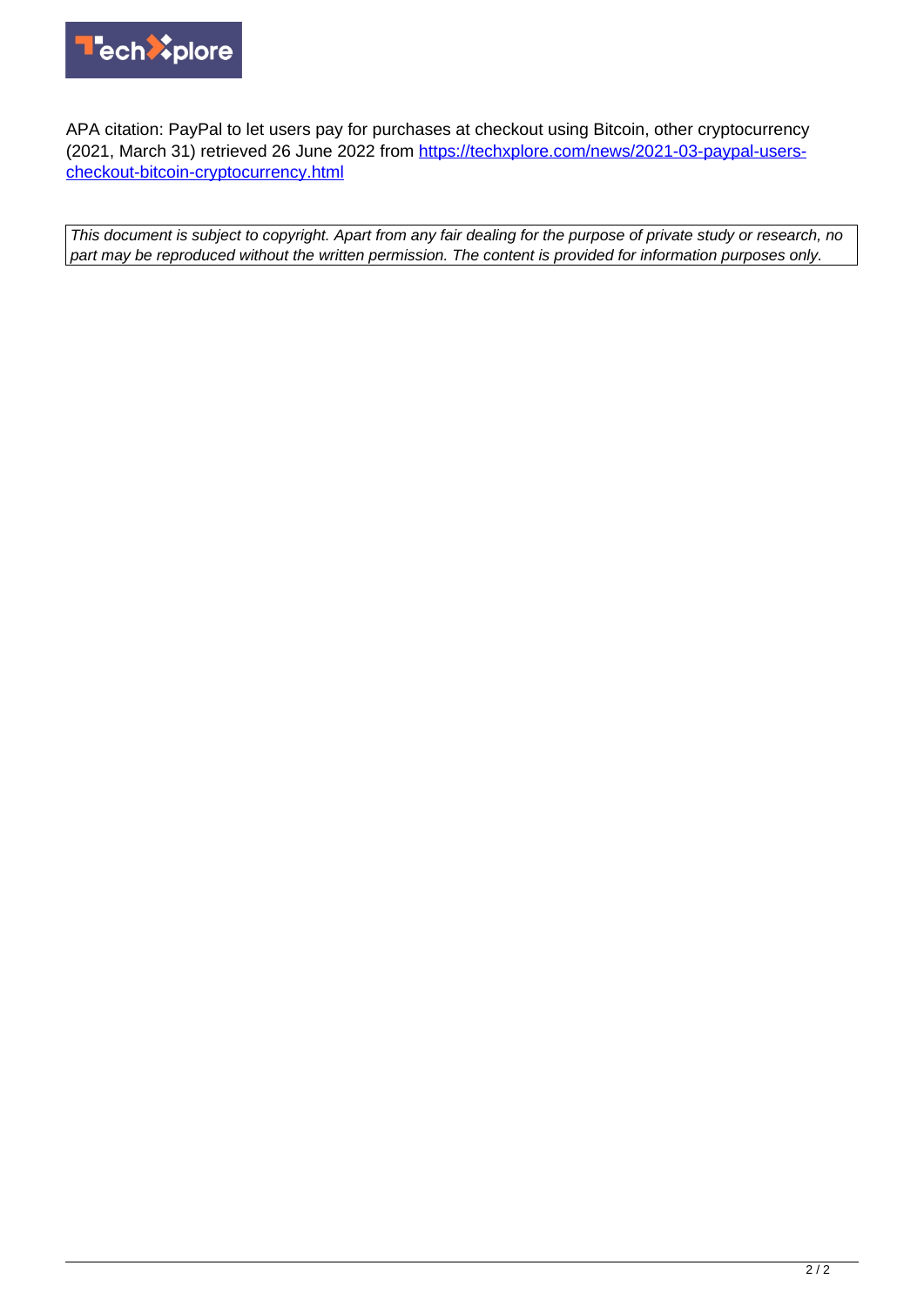APA citation: PayPal to let users pay for purchases at checkout using Bitcoin, other cryptocurrency (2021, March 31) retrieved 26 June 2022 from https://techxplore.com/news/2021-03-paypal-users-checkout-bitcoin-cryptocurrency.html

*This document is subject to copyright. Apart from any fair dealing for the purpose of private study or research, no part may be reproduced without the written permission. The content is provided for information purposes only.*